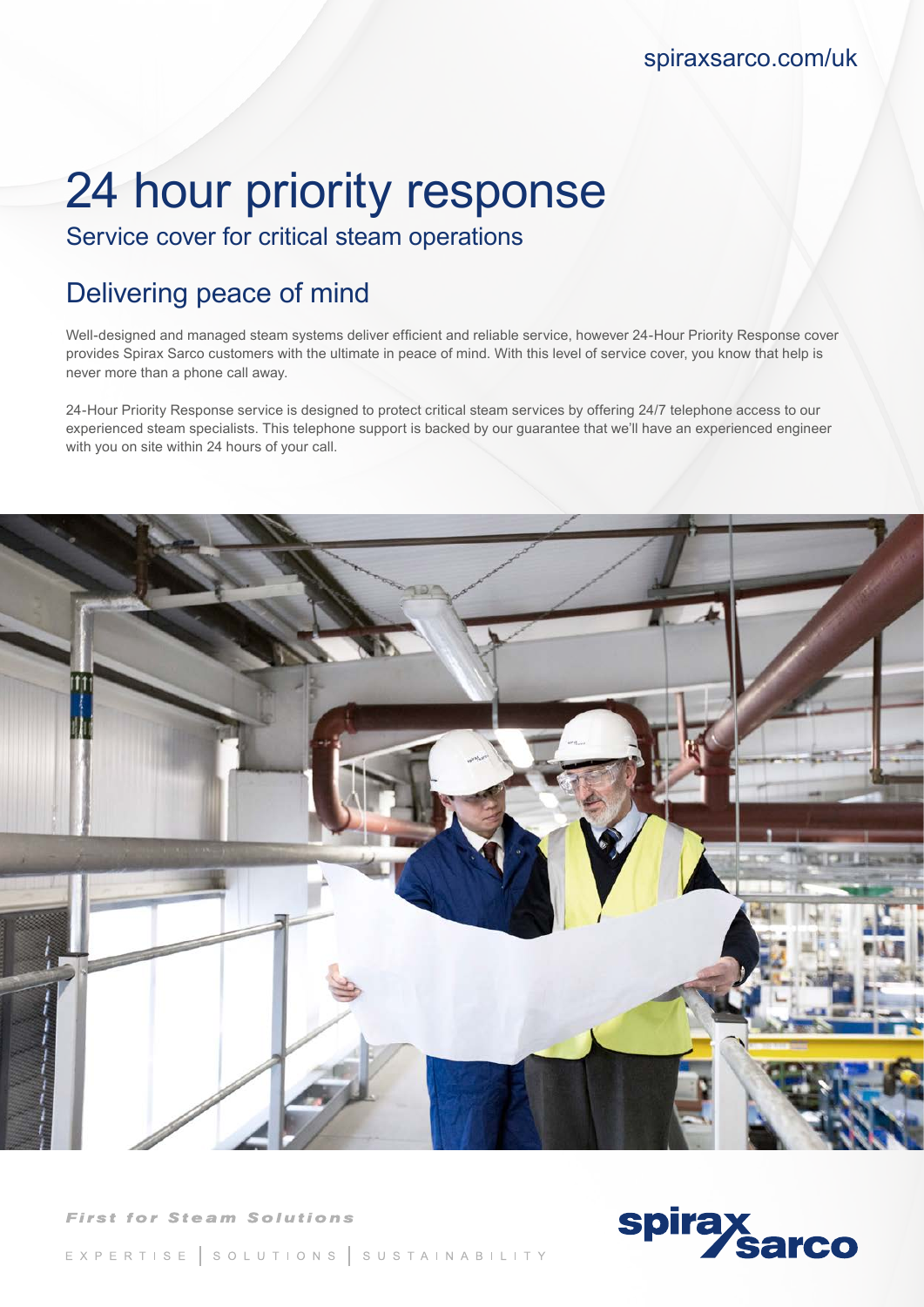spiraxsarco.com/uk

# 24 hour priority response

Service cover for critical steam operations

## Delivering peace of mind

Well-designed and managed steam systems deliver efficient and reliable service, however 24-Hour Priority Response cover provides Spirax Sarco customers with the ultimate in peace of mind. With this level of service cover, you know that help is never more than a phone call away.

24-Hour Priority Response service is designed to protect critical steam services by offering 24/7 telephone access to our experienced steam specialists. This telephone support is backed by our guarantee that we'll have an experienced engineer with you on site within 24 hours of your call.

*First for Steam Solutions*

EXPERTISE | SOLUTIONS | SUSTAINABILITY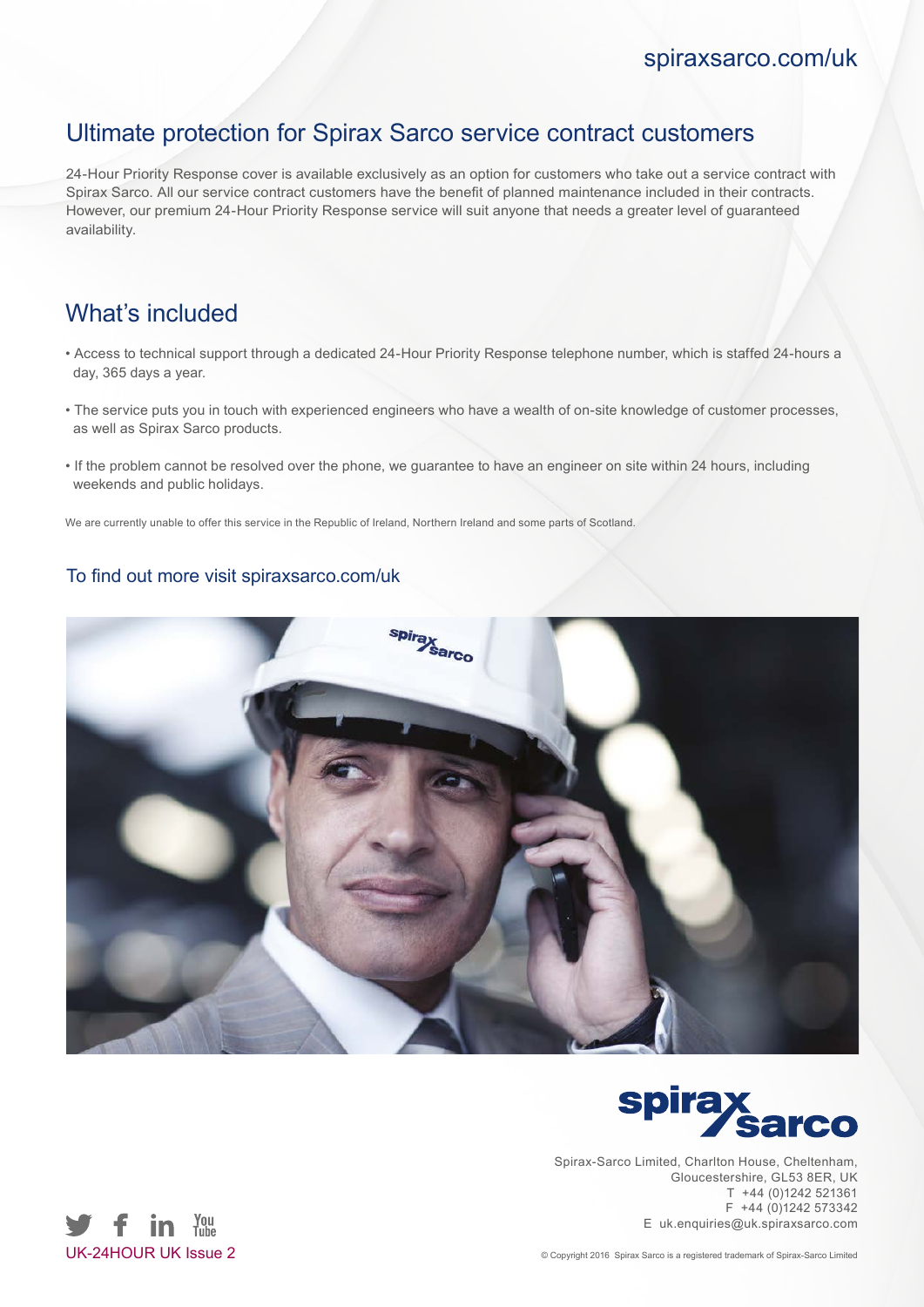spiraxsarco.com/uk

## Ultimate protection for Spirax Sarco service contract customers

24-Hour Priority Response cover is available exclusively as an option for customers who take out a service contract with Spirax Sarco. All our service contract customers have the benefit of planned maintenance included in their contracts. However, our premium 24-Hour Priority Response service will suit anyone that needs a greater level of guaranteed availability.

## What's included

- Access to technical support through a dedicated 24-Hour Priority Response telephone number, which is staffed 24-hours a day, 365 days a year.
- The service puts you in touch with experienced engineers who have a wealth of on-site knowledge of customer processes, as well as Spirax Sarco products.
- If the problem cannot be resolved over the phone, we guarantee to have an engineer on site within 24 hours, including weekends and public holidays.

We are currently unable to offer this service in the Republic of Ireland, Northern Ireland and some parts of Scotland.

### To find out more visit spiraxsarco.com/uk

Spirax-Sarco Limited, Charlton House, Cheltenham, Gloucestershire, GL53 8ER, UK
T +44 (0)1242 521361
F +44 (0)1242 573342
E uk.enquiries@uk.spiraxsarco.com

UK-24HOUR UK Issue 2

© Copyright 2016 Spirax Sarco is a registered trademark of Spirax-Sarco Limited